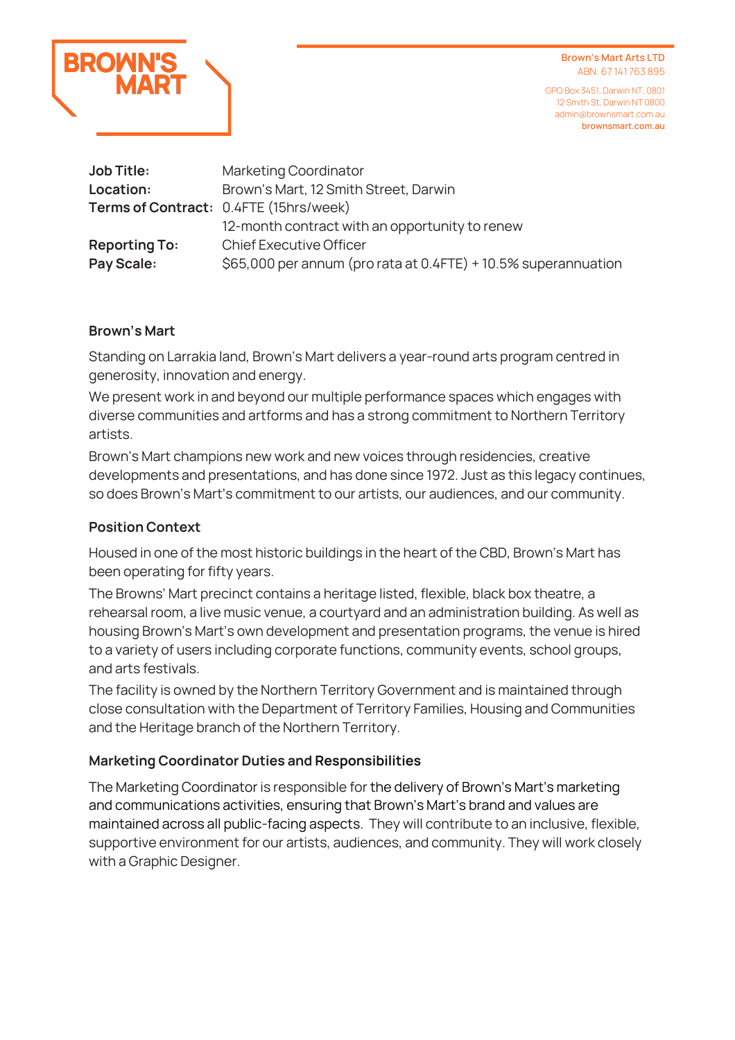BROWN'S MART

Brown's Mart Arts LTD
ABN: 67 141 763 895

GPO Box 3451, Darwin NT, 0801
12 Smith St, Darwin NT 0800
admin@brownsmart.com.au
brownsmart.com.au

| | |
|---|---|
| **Job Title:** | Marketing Coordinator |
| **Location:** | Brown's Mart, 12 Smith Street, Darwin |
| **Terms of Contract:** | 0.4FTE (15hrs/week) |
| | 12-month contract with an opportunity to renew |
| **Reporting To:** | Chief Executive Officer |
| **Pay Scale:** | $65,000 per annum (pro rata at 0.4FTE) + 10.5% superannuation |

**Brown's Mart**

Standing on Larrakia land, Brown's Mart delivers a year-round arts program centred in generosity, innovation and energy.

We present work in and beyond our multiple performance spaces which engages with diverse communities and artforms and has a strong commitment to Northern Territory artists.

Brown's Mart champions new work and new voices through residencies, creative developments and presentations, and has done since 1972. Just as this legacy continues, so does Brown's Mart's commitment to our artists, our audiences, and our community.

**Position Context**

Housed in one of the most historic buildings in the heart of the CBD, Brown's Mart has been operating for fifty years.

The Browns' Mart precinct contains a heritage listed, flexible, black box theatre, a rehearsal room, a live music venue, a courtyard and an administration building. As well as housing Brown's Mart's own development and presentation programs, the venue is hired to a variety of users including corporate functions, community events, school groups, and arts festivals.

The facility is owned by the Northern Territory Government and is maintained through close consultation with the Department of Territory Families, Housing and Communities and the Heritage branch of the Northern Territory.

**Marketing Coordinator Duties and Responsibilities**

The Marketing Coordinator is responsible for the delivery of Brown's Mart's marketing and communications activities, ensuring that Brown's Mart's brand and values are maintained across all public-facing aspects. They will contribute to an inclusive, flexible, supportive environment for our artists, audiences, and community. They will work closely with a Graphic Designer.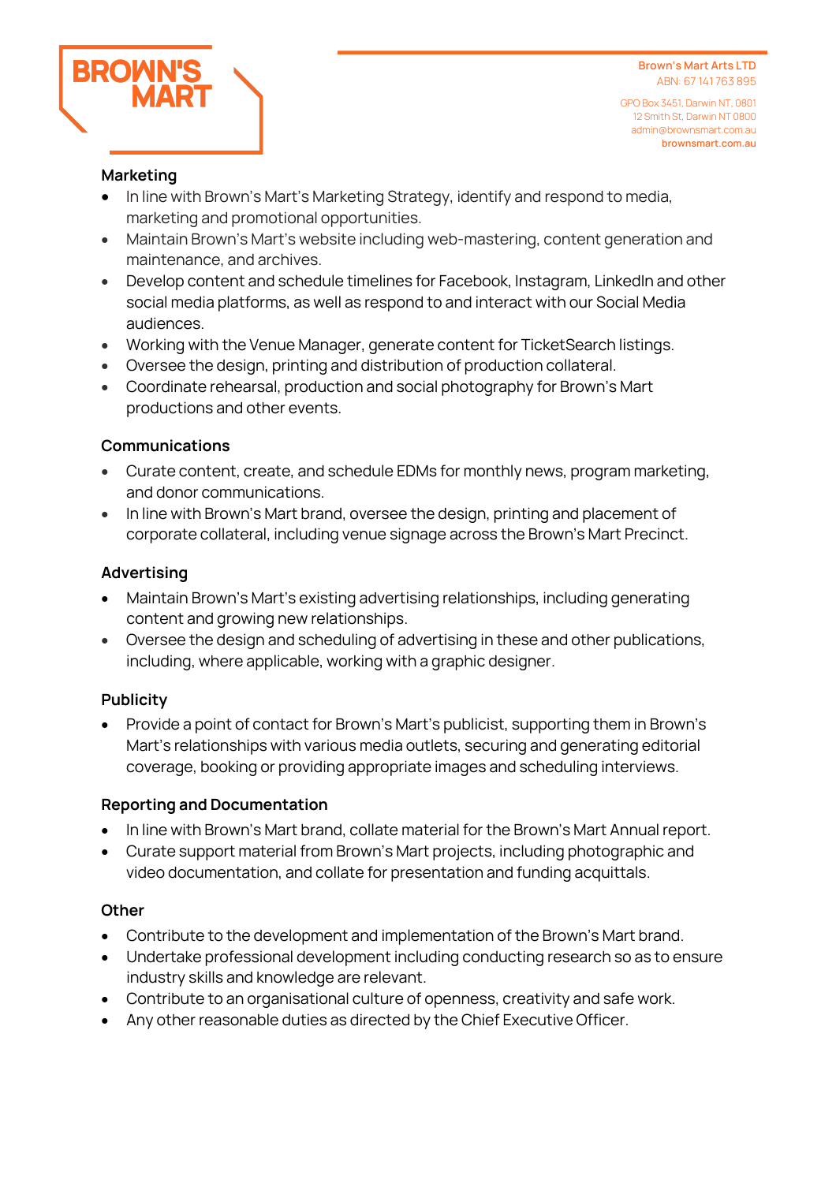### Marketing

- In line with Brown's Mart's Marketing Strategy, identify and respond to media, marketing and promotional opportunities.
- Maintain Brown's Mart's website including web-mastering, content generation and maintenance, and archives.
- Develop content and schedule timelines for Facebook, Instagram, LinkedIn and other social media platforms, as well as respond to and interact with our Social Media audiences.
- Working with the Venue Manager, generate content for TicketSearch listings.
- Oversee the design, printing and distribution of production collateral.
- Coordinate rehearsal, production and social photography for Brown's Mart productions and other events.

### Communications

- Curate content, create, and schedule EDMs for monthly news, program marketing, and donor communications.
- In line with Brown's Mart brand, oversee the design, printing and placement of corporate collateral, including venue signage across the Brown's Mart Precinct.

### Advertising

- Maintain Brown's Mart's existing advertising relationships, including generating content and growing new relationships.
- Oversee the design and scheduling of advertising in these and other publications, including, where applicable, working with a graphic designer.

### Publicity

- Provide a point of contact for Brown's Mart's publicist, supporting them in Brown's Mart's relationships with various media outlets, securing and generating editorial coverage, booking or providing appropriate images and scheduling interviews.

### Reporting and Documentation

- In line with Brown's Mart brand, collate material for the Brown's Mart Annual report.
- Curate support material from Brown's Mart projects, including photographic and video documentation, and collate for presentation and funding acquittals.

### Other

- Contribute to the development and implementation of the Brown's Mart brand.
- Undertake professional development including conducting research so as to ensure industry skills and knowledge are relevant.
- Contribute to an organisational culture of openness, creativity and safe work.
- Any other reasonable duties as directed by the Chief Executive Officer.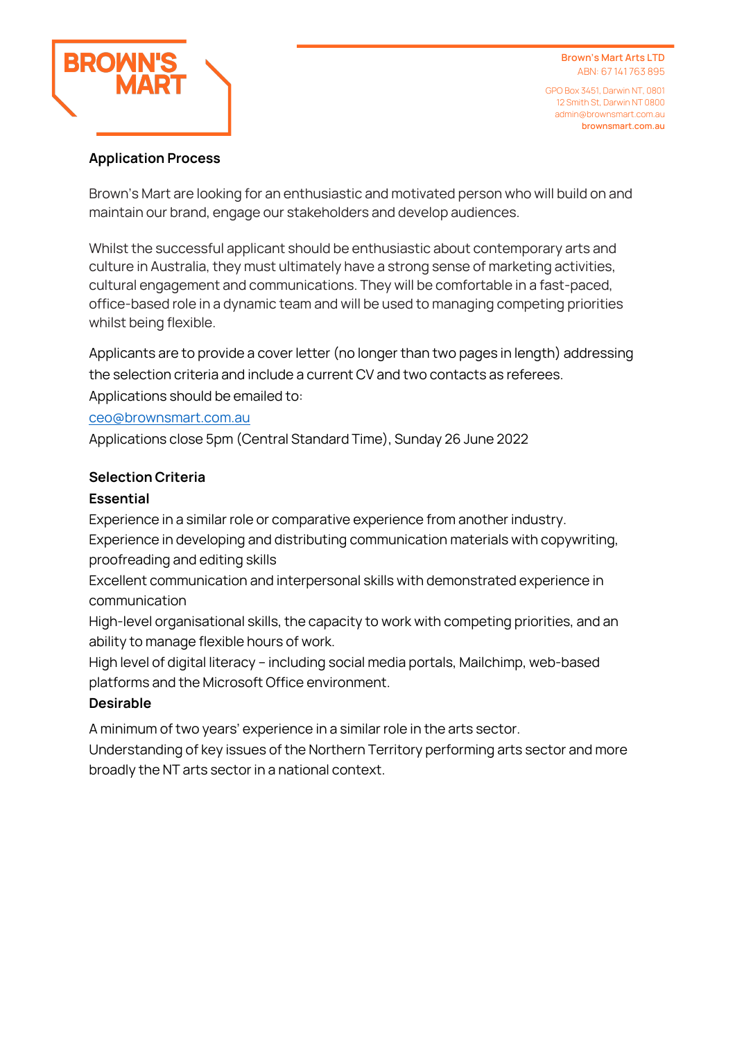**Application Process**

Brown's Mart are looking for an enthusiastic and motivated person who will build on and maintain our brand, engage our stakeholders and develop audiences.

Whilst the successful applicant should be enthusiastic about contemporary arts and culture in Australia, they must ultimately have a strong sense of marketing activities, cultural engagement and communications. They will be comfortable in a fast-paced, office-based role in a dynamic team and will be used to managing competing priorities whilst being flexible.

Applicants are to provide a cover letter (no longer than two pages in length) addressing the selection criteria and include a current CV and two contacts as referees.

Applications should be emailed to:

ceo@brownsmart.com.au

Applications close 5pm (Central Standard Time), Sunday 26 June 2022

**Selection Criteria**

**Essential**

Experience in a similar role or comparative experience from another industry.

Experience in developing and distributing communication materials with copywriting, proofreading and editing skills

Excellent communication and interpersonal skills with demonstrated experience in communication

High-level organisational skills, the capacity to work with competing priorities, and an ability to manage flexible hours of work.

High level of digital literacy – including social media portals, Mailchimp, web-based platforms and the Microsoft Office environment.

**Desirable**

A minimum of two years' experience in a similar role in the arts sector.

Understanding of key issues of the Northern Territory performing arts sector and more broadly the NT arts sector in a national context.